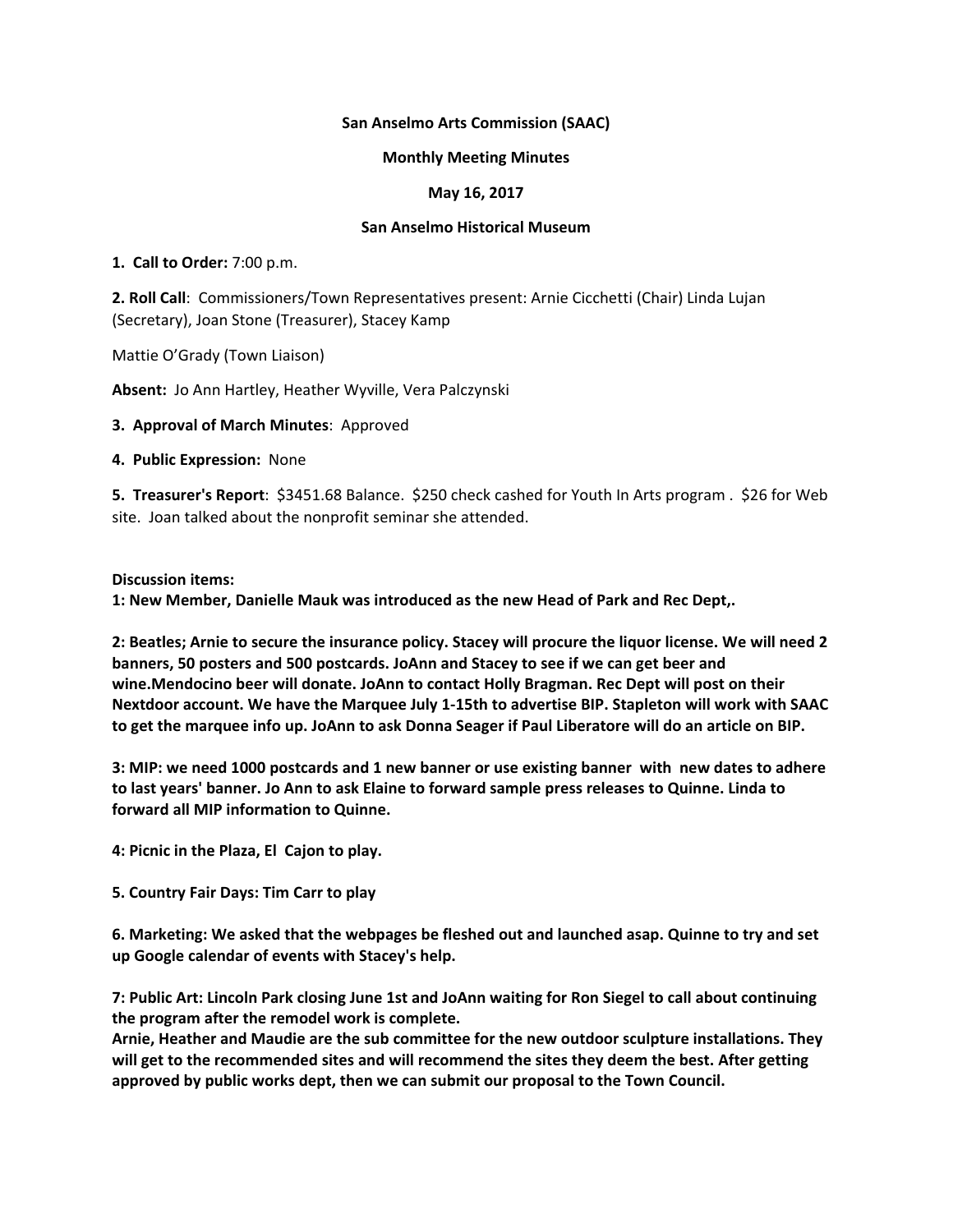**San Anselmo Arts Commission (SAAC)**

**Monthly Meeting Minutes**

**May 16, 2017**

**San Anselmo Historical Museum**

**1. Call to Order:** 7:00 p.m.

**2. Roll Call**: Commissioners/Town Representatives present: Arnie Cicchetti (Chair) Linda Lujan (Secretary), Joan Stone (Treasurer), Stacey Kamp

Mattie O'Grady (Town Liaison)

**Absent:** Jo Ann Hartley, Heather Wyville, Vera Palczynski

**3. Approval of March Minutes**: Approved

**4. Public Expression:** None

**5. Treasurer's Report**: $3451.68 Balance. $250 check cashed for Youth In Arts program . $26 for Web site. Joan talked about the nonprofit seminar she attended.

**Discussion items:**

**1: New Member, Danielle Mauk was introduced as the new Head of Park and Rec Dept,.**

**2: Beatles; Arnie to secure the insurance policy. Stacey will procure the liquor license. We will need 2 banners, 50 posters and 500 postcards. JoAnn and Stacey to see if we can get beer and wine.Mendocino beer will donate. JoAnn to contact Holly Bragman. Rec Dept will post on their Nextdoor account. We have the Marquee July 1-15th to advertise BIP. Stapleton will work with SAAC to get the marquee info up. JoAnn to ask Donna Seager if Paul Liberatore will do an article on BIP.**

**3: MIP: we need 1000 postcards and 1 new banner or use existing banner with new dates to adhere to last years' banner. Jo Ann to ask Elaine to forward sample press releases to Quinne. Linda to forward all MIP information to Quinne.**

**4: Picnic in the Plaza, El Cajon to play.**

**5. Country Fair Days: Tim Carr to play**

**6. Marketing: We asked that the webpages be fleshed out and launched asap. Quinne to try and set up Google calendar of events with Stacey's help.**

**7: Public Art: Lincoln Park closing June 1st and JoAnn waiting for Ron Siegel to call about continuing the program after the remodel work is complete.**
**Arnie, Heather and Maudie are the sub committee for the new outdoor sculpture installations. They will get to the recommended sites and will recommend the sites they deem the best. After getting approved by public works dept, then we can submit our proposal to the Town Council.**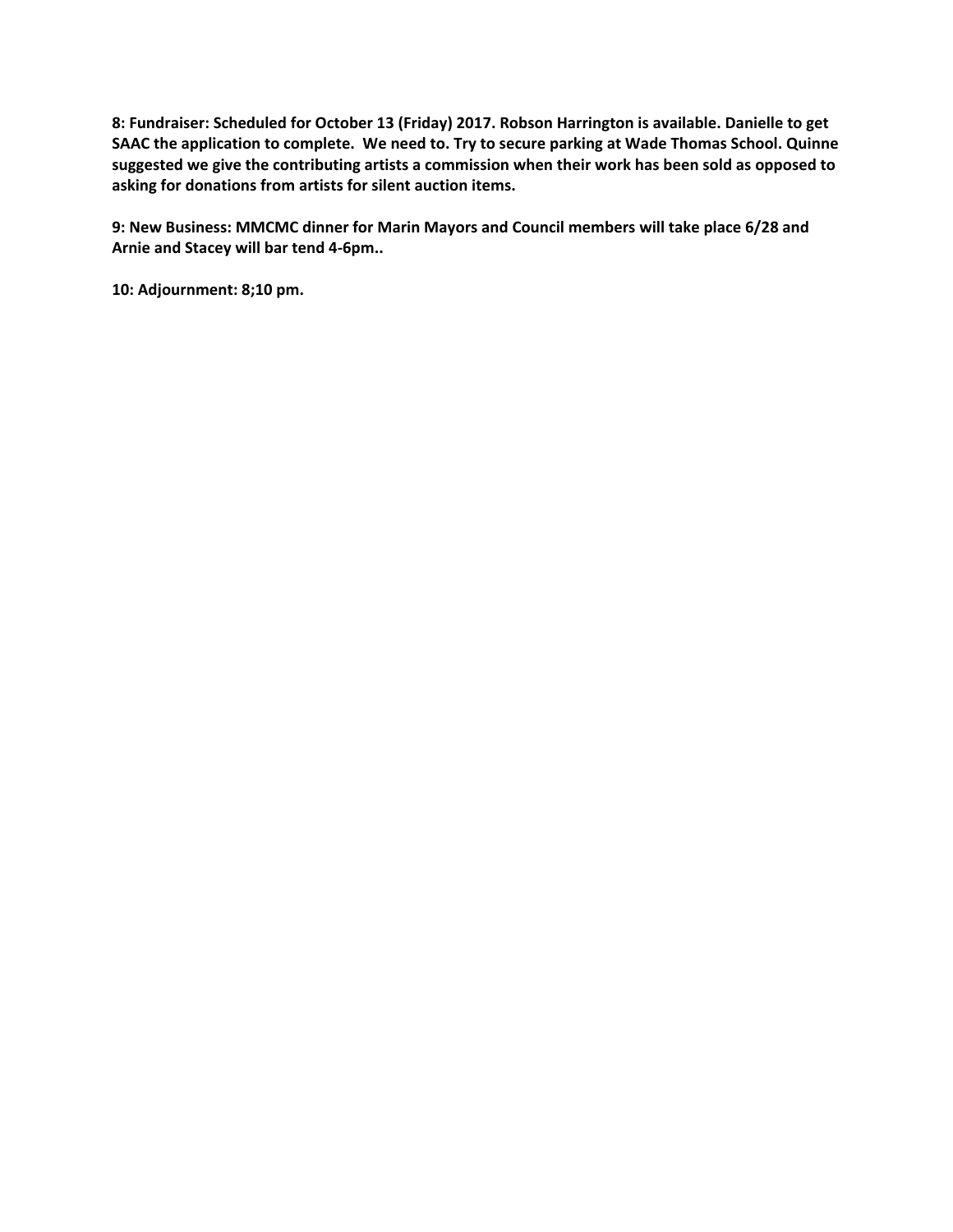**8: Fundraiser: Scheduled for October 13 (Friday) 2017. Robson Harrington is available. Danielle to get SAAC the application to complete. We need to. Try to secure parking at Wade Thomas School. Quinne suggested we give the contributing artists a commission when their work has been sold as opposed to asking for donations from artists for silent auction items.**

**9: New Business: MMCMC dinner for Marin Mayors and Council members will take place 6/28 and Arnie and Stacey will bar tend 4-6pm..**

**10: Adjournment: 8;10 pm.**